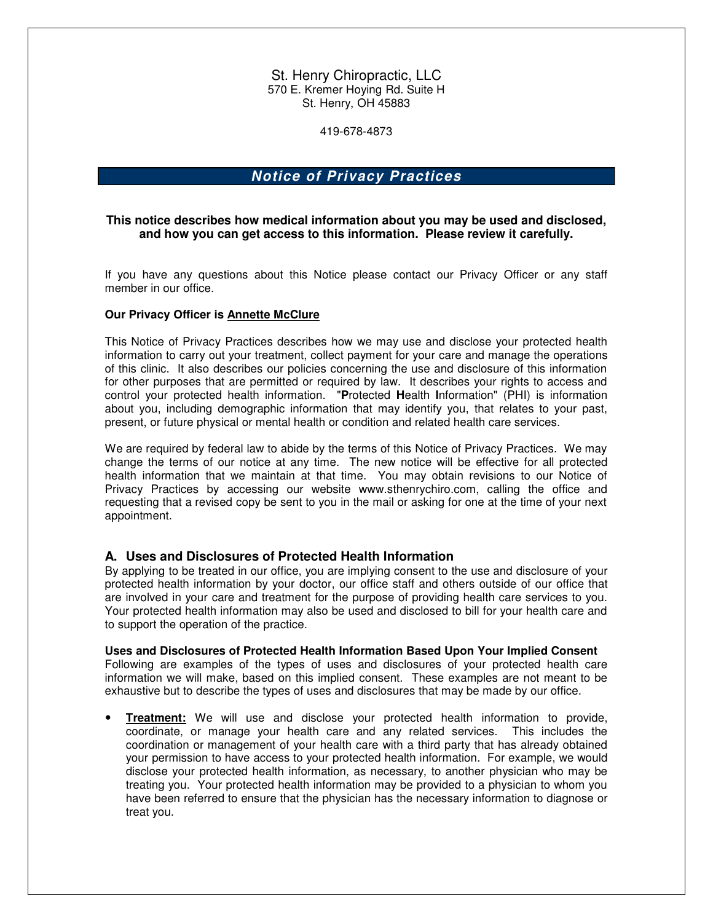St. Henry Chiropractic, LLC
570 E. Kremer Hoying Rd. Suite H
St. Henry, OH 45883

419-678-4873

# ***Notice of Privacy Practices***

**This notice describes how medical information about you may be used and disclosed, and how you can get access to this information. Please review it carefully.**

If you have any questions about this Notice please contact our Privacy Officer or any staff member in our office.

**Our Privacy Officer is <u>Annette McClure</u>**

This Notice of Privacy Practices describes how we may use and disclose your protected health information to carry out your treatment, collect payment for your care and manage the operations of this clinic. It also describes our policies concerning the use and disclosure of this information for other purposes that are permitted or required by law. It describes your rights to access and control your protected health information. "**P**rotected **H**ealth **I**nformation" (PHI) is information about you, including demographic information that may identify you, that relates to your past, present, or future physical or mental health or condition and related health care services.

We are required by federal law to abide by the terms of this Notice of Privacy Practices. We may change the terms of our notice at any time. The new notice will be effective for all protected health information that we maintain at that time. You may obtain revisions to our Notice of Privacy Practices by accessing our website www.sthenrychiro.com, calling the office and requesting that a revised copy be sent to you in the mail or asking for one at the time of your next appointment.

## A. Uses and Disclosures of Protected Health Information

By applying to be treated in our office, you are implying consent to the use and disclosure of your protected health information by your doctor, our office staff and others outside of our office that are involved in your care and treatment for the purpose of providing health care services to you. Your protected health information may also be used and disclosed to bill for your health care and to support the operation of the practice.

**Uses and Disclosures of Protected Health Information Based Upon Your Implied Consent**
Following are examples of the types of uses and disclosures of your protected health care information we will make, based on this implied consent. These examples are not meant to be exhaustive but to describe the types of uses and disclosures that may be made by our office.

- **<u>Treatment:</u>** We will use and disclose your protected health information to provide, coordinate, or manage your health care and any related services. This includes the coordination or management of your health care with a third party that has already obtained your permission to have access to your protected health information. For example, we would disclose your protected health information, as necessary, to another physician who may be treating you. Your protected health information may be provided to a physician to whom you have been referred to ensure that the physician has the necessary information to diagnose or treat you.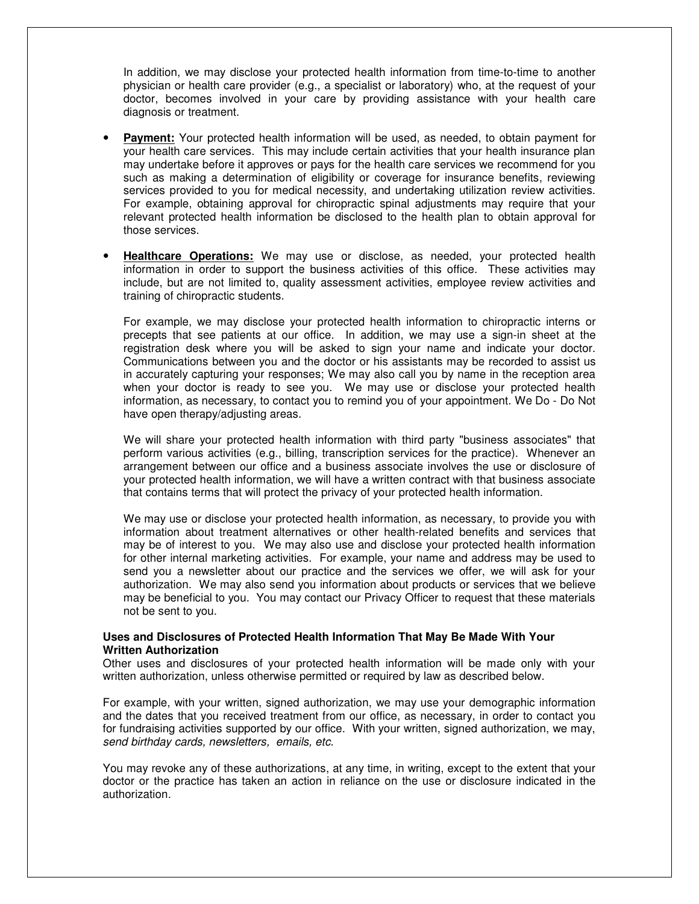In addition, we may disclose your protected health information from time-to-time to another physician or health care provider (e.g., a specialist or laboratory) who, at the request of your doctor, becomes involved in your care by providing assistance with your health care diagnosis or treatment.

- **Payment:** Your protected health information will be used, as needed, to obtain payment for your health care services. This may include certain activities that your health insurance plan may undertake before it approves or pays for the health care services we recommend for you such as making a determination of eligibility or coverage for insurance benefits, reviewing services provided to you for medical necessity, and undertaking utilization review activities. For example, obtaining approval for chiropractic spinal adjustments may require that your relevant protected health information be disclosed to the health plan to obtain approval for those services.

- **Healthcare Operations:** We may use or disclose, as needed, your protected health information in order to support the business activities of this office. These activities may include, but are not limited to, quality assessment activities, employee review activities and training of chiropractic students.

  For example, we may disclose your protected health information to chiropractic interns or precepts that see patients at our office. In addition, we may use a sign-in sheet at the registration desk where you will be asked to sign your name and indicate your doctor. Communications between you and the doctor or his assistants may be recorded to assist us in accurately capturing your responses; We may also call you by name in the reception area when your doctor is ready to see you. We may use or disclose your protected health information, as necessary, to contact you to remind you of your appointment. We Do - Do Not have open therapy/adjusting areas.

  We will share your protected health information with third party "business associates" that perform various activities (e.g., billing, transcription services for the practice). Whenever an arrangement between our office and a business associate involves the use or disclosure of your protected health information, we will have a written contract with that business associate that contains terms that will protect the privacy of your protected health information.

  We may use or disclose your protected health information, as necessary, to provide you with information about treatment alternatives or other health-related benefits and services that may be of interest to you. We may also use and disclose your protected health information for other internal marketing activities. For example, your name and address may be used to send you a newsletter about our practice and the services we offer, we will ask for your authorization. We may also send you information about products or services that we believe may be beneficial to you. You may contact our Privacy Officer to request that these materials not be sent to you.

**Uses and Disclosures of Protected Health Information That May Be Made With Your Written Authorization**

Other uses and disclosures of your protected health information will be made only with your written authorization, unless otherwise permitted or required by law as described below.

For example, with your written, signed authorization, we may use your demographic information and the dates that you received treatment from our office, as necessary, in order to contact you for fundraising activities supported by our office. With your written, signed authorization, we may, *send birthday cards, newsletters, emails, etc.*

You may revoke any of these authorizations, at any time, in writing, except to the extent that your doctor or the practice has taken an action in reliance on the use or disclosure indicated in the authorization.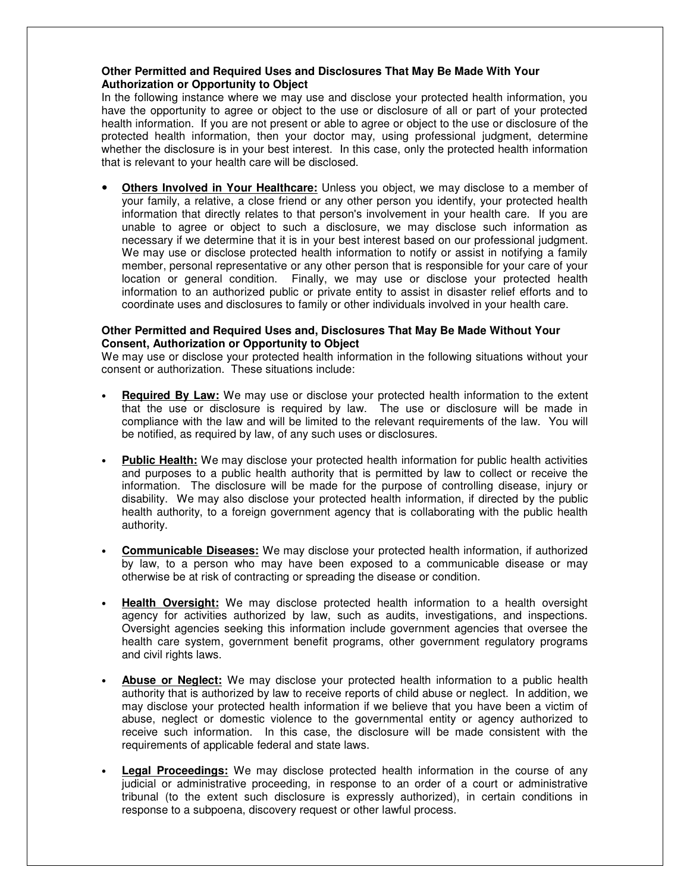**Other Permitted and Required Uses and Disclosures That May Be Made With Your Authorization or Opportunity to Object**

In the following instance where we may use and disclose your protected health information, you have the opportunity to agree or object to the use or disclosure of all or part of your protected health information. If you are not present or able to agree or object to the use or disclosure of the protected health information, then your doctor may, using professional judgment, determine whether the disclosure is in your best interest. In this case, only the protected health information that is relevant to your health care will be disclosed.

- **Others Involved in Your Healthcare:** Unless you object, we may disclose to a member of your family, a relative, a close friend or any other person you identify, your protected health information that directly relates to that person's involvement in your health care. If you are unable to agree or object to such a disclosure, we may disclose such information as necessary if we determine that it is in your best interest based on our professional judgment. We may use or disclose protected health information to notify or assist in notifying a family member, personal representative or any other person that is responsible for your care of your location or general condition. Finally, we may use or disclose your protected health information to an authorized public or private entity to assist in disaster relief efforts and to coordinate uses and disclosures to family or other individuals involved in your health care.

**Other Permitted and Required Uses and, Disclosures That May Be Made Without Your Consent, Authorization or Opportunity to Object**

We may use or disclose your protected health information in the following situations without your consent or authorization. These situations include:

- **Required By Law:** We may use or disclose your protected health information to the extent that the use or disclosure is required by law. The use or disclosure will be made in compliance with the law and will be limited to the relevant requirements of the law. You will be notified, as required by law, of any such uses or disclosures.

- **Public Health:** We may disclose your protected health information for public health activities and purposes to a public health authority that is permitted by law to collect or receive the information. The disclosure will be made for the purpose of controlling disease, injury or disability. We may also disclose your protected health information, if directed by the public health authority, to a foreign government agency that is collaborating with the public health authority.

- **Communicable Diseases:** We may disclose your protected health information, if authorized by law, to a person who may have been exposed to a communicable disease or may otherwise be at risk of contracting or spreading the disease or condition.

- **Health Oversight:** We may disclose protected health information to a health oversight agency for activities authorized by law, such as audits, investigations, and inspections. Oversight agencies seeking this information include government agencies that oversee the health care system, government benefit programs, other government regulatory programs and civil rights laws.

- **Abuse or Neglect:** We may disclose your protected health information to a public health authority that is authorized by law to receive reports of child abuse or neglect. In addition, we may disclose your protected health information if we believe that you have been a victim of abuse, neglect or domestic violence to the governmental entity or agency authorized to receive such information. In this case, the disclosure will be made consistent with the requirements of applicable federal and state laws.

- **Legal Proceedings:** We may disclose protected health information in the course of any judicial or administrative proceeding, in response to an order of a court or administrative tribunal (to the extent such disclosure is expressly authorized), in certain conditions in response to a subpoena, discovery request or other lawful process.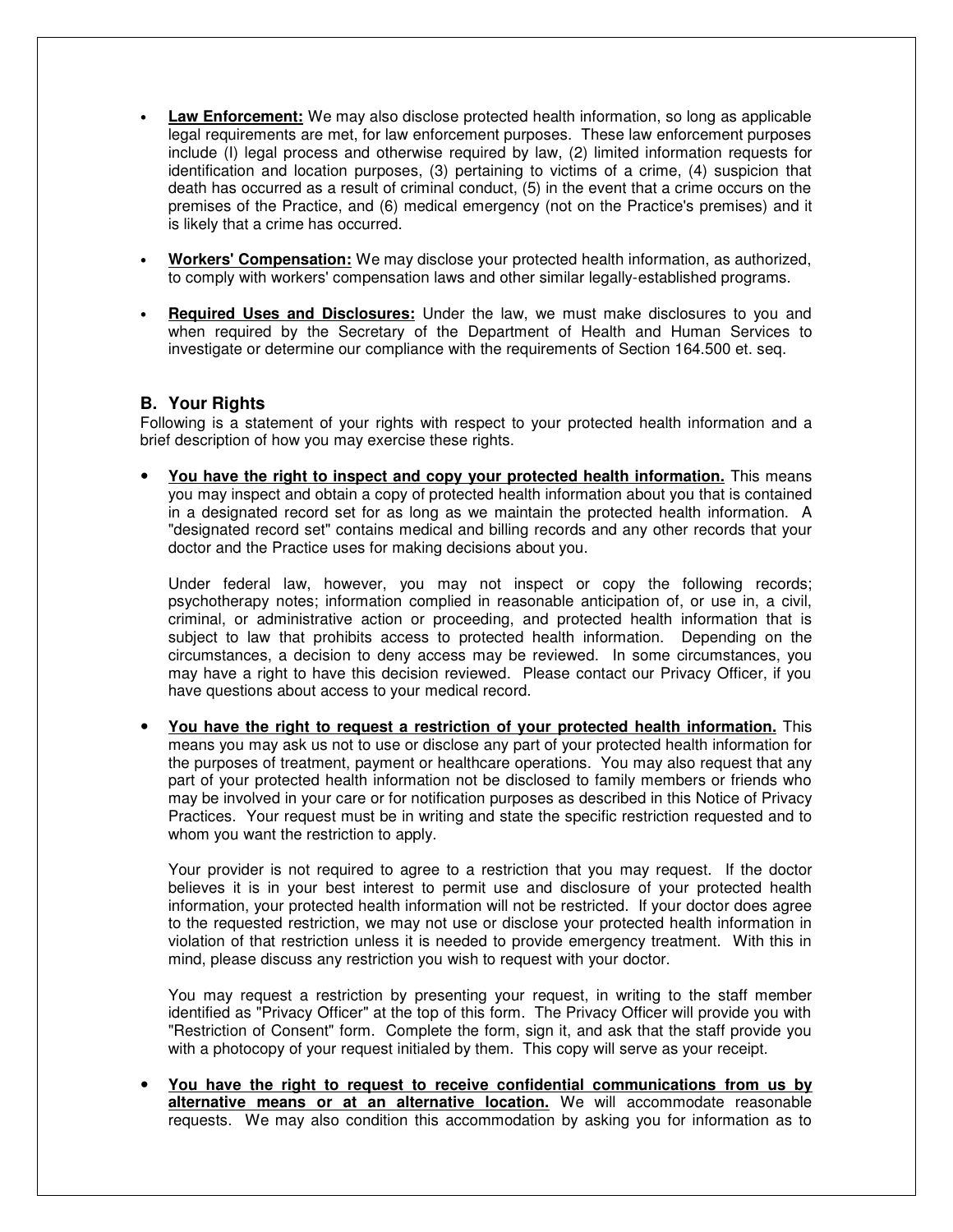- **Law Enforcement:** We may also disclose protected health information, so long as applicable legal requirements are met, for law enforcement purposes. These law enforcement purposes include (l) legal process and otherwise required by law, (2) limited information requests for identification and location purposes, (3) pertaining to victims of a crime, (4) suspicion that death has occurred as a result of criminal conduct, (5) in the event that a crime occurs on the premises of the Practice, and (6) medical emergency (not on the Practice's premises) and it is likely that a crime has occurred.

- **Workers' Compensation:** We may disclose your protected health information, as authorized, to comply with workers' compensation laws and other similar legally-established programs.

- **Required Uses and Disclosures:** Under the law, we must make disclosures to you and when required by the Secretary of the Department of Health and Human Services to investigate or determine our compliance with the requirements of Section 164.500 et. seq.

### B. Your Rights

Following is a statement of your rights with respect to your protected health information and a brief description of how you may exercise these rights.

- **You have the right to inspect and copy your protected health information.** This means you may inspect and obtain a copy of protected health information about you that is contained in a designated record set for as long as we maintain the protected health information. A "designated record set" contains medical and billing records and any other records that your doctor and the Practice uses for making decisions about you.

  Under federal law, however, you may not inspect or copy the following records; psychotherapy notes; information complied in reasonable anticipation of, or use in, a civil, criminal, or administrative action or proceeding, and protected health information that is subject to law that prohibits access to protected health information. Depending on the circumstances, a decision to deny access may be reviewed. In some circumstances, you may have a right to have this decision reviewed. Please contact our Privacy Officer, if you have questions about access to your medical record.

- **You have the right to request a restriction of your protected health information.** This means you may ask us not to use or disclose any part of your protected health information for the purposes of treatment, payment or healthcare operations. You may also request that any part of your protected health information not be disclosed to family members or friends who may be involved in your care or for notification purposes as described in this Notice of Privacy Practices. Your request must be in writing and state the specific restriction requested and to whom you want the restriction to apply.

  Your provider is not required to agree to a restriction that you may request. If the doctor believes it is in your best interest to permit use and disclosure of your protected health information, your protected health information will not be restricted. If your doctor does agree to the requested restriction, we may not use or disclose your protected health information in violation of that restriction unless it is needed to provide emergency treatment. With this in mind, please discuss any restriction you wish to request with your doctor.

  You may request a restriction by presenting your request, in writing to the staff member identified as "Privacy Officer" at the top of this form. The Privacy Officer will provide you with "Restriction of Consent" form. Complete the form, sign it, and ask that the staff provide you with a photocopy of your request initialed by them. This copy will serve as your receipt.

- **You have the right to request to receive confidential communications from us by alternative means or at an alternative location.** We will accommodate reasonable requests. We may also condition this accommodation by asking you for information as to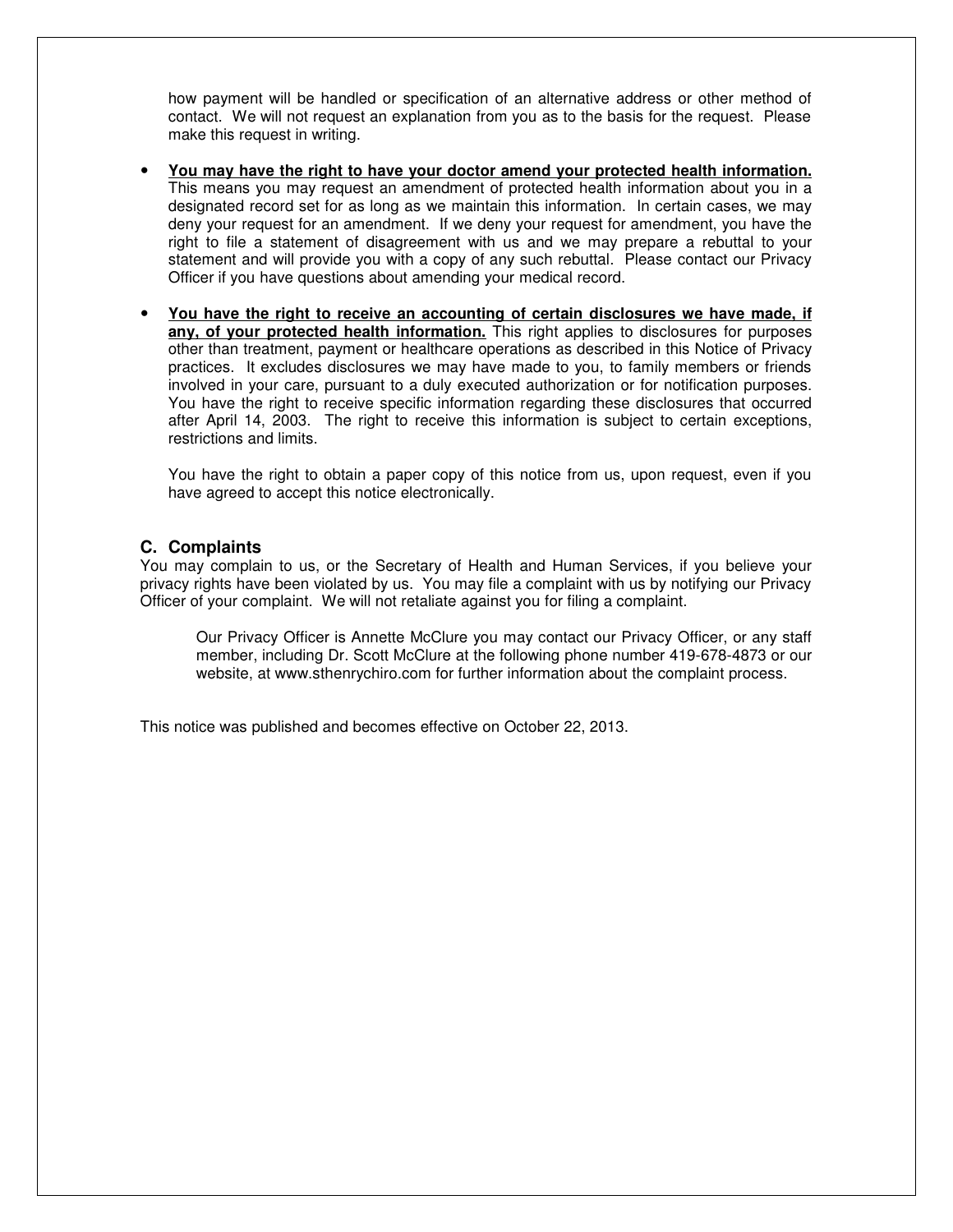how payment will be handled or specification of an alternative address or other method of contact. We will not request an explanation from you as to the basis for the request. Please make this request in writing.

- **<u>You may have the right to have your doctor amend your protected health information.</u>** This means you may request an amendment of protected health information about you in a designated record set for as long as we maintain this information. In certain cases, we may deny your request for an amendment. If we deny your request for amendment, you have the right to file a statement of disagreement with us and we may prepare a rebuttal to your statement and will provide you with a copy of any such rebuttal. Please contact our Privacy Officer if you have questions about amending your medical record.

- **<u>You have the right to receive an accounting of certain disclosures we have made, if any, of your protected health information.</u>** This right applies to disclosures for purposes other than treatment, payment or healthcare operations as described in this Notice of Privacy practices. It excludes disclosures we may have made to you, to family members or friends involved in your care, pursuant to a duly executed authorization or for notification purposes. You have the right to receive specific information regarding these disclosures that occurred after April 14, 2003. The right to receive this information is subject to certain exceptions, restrictions and limits.

  You have the right to obtain a paper copy of this notice from us, upon request, even if you have agreed to accept this notice electronically.

### C. Complaints

You may complain to us, or the Secretary of Health and Human Services, if you believe your privacy rights have been violated by us. You may file a complaint with us by notifying our Privacy Officer of your complaint. We will not retaliate against you for filing a complaint.

> Our Privacy Officer is Annette McClure you may contact our Privacy Officer, or any staff member, including Dr. Scott McClure at the following phone number 419-678-4873 or our website, at www.sthenrychiro.com for further information about the complaint process.

This notice was published and becomes effective on October 22, 2013.